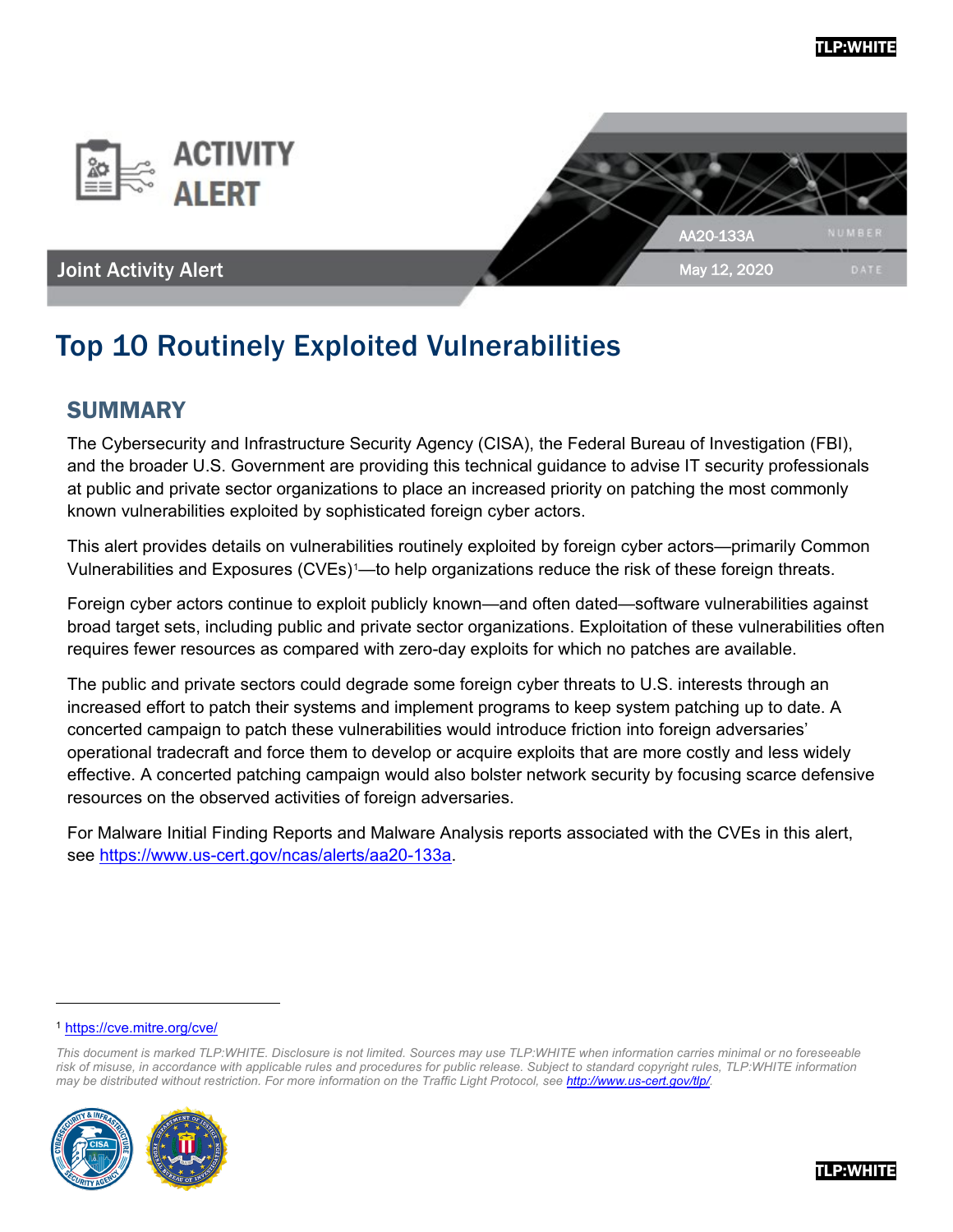TLP:WHITE

# ACTIVITY ALERT

Joint Activity Alert

AA20-133A

May 12, 2020

# Top 10 Routinely Exploited Vulnerabilities

## SUMMARY

The Cybersecurity and Infrastructure Security Agency (CISA), the Federal Bureau of Investigation (FBI), and the broader U.S. Government are providing this technical guidance to advise IT security professionals at public and private sector organizations to place an increased priority on patching the most commonly known vulnerabilities exploited by sophisticated foreign cyber actors.

This alert provides details on vulnerabilities routinely exploited by foreign cyber actors—primarily Common Vulnerabilities and Exposures (CVEs)[1]—to help organizations reduce the risk of these foreign threats.

Foreign cyber actors continue to exploit publicly known—and often dated—software vulnerabilities against broad target sets, including public and private sector organizations. Exploitation of these vulnerabilities often requires fewer resources as compared with zero-day exploits for which no patches are available.

The public and private sectors could degrade some foreign cyber threats to U.S. interests through an increased effort to patch their systems and implement programs to keep system patching up to date. A concerted campaign to patch these vulnerabilities would introduce friction into foreign adversaries' operational tradecraft and force them to develop or acquire exploits that are more costly and less widely effective. A concerted patching campaign would also bolster network security by focusing scarce defensive resources on the observed activities of foreign adversaries.

For Malware Initial Finding Reports and Malware Analysis reports associated with the CVEs in this alert, see https://www.us-cert.gov/ncas/alerts/aa20-133a.

[1] https://cve.mitre.org/cve/

*This document is marked TLP:WHITE. Disclosure is not limited. Sources may use TLP:WHITE when information carries minimal or no foreseeable risk of misuse, in accordance with applicable rules and procedures for public release. Subject to standard copyright rules, TLP:WHITE information may be distributed without restriction. For more information on the Traffic Light Protocol, see http://www.us-cert.gov/tlp/.*

TLP:WHITE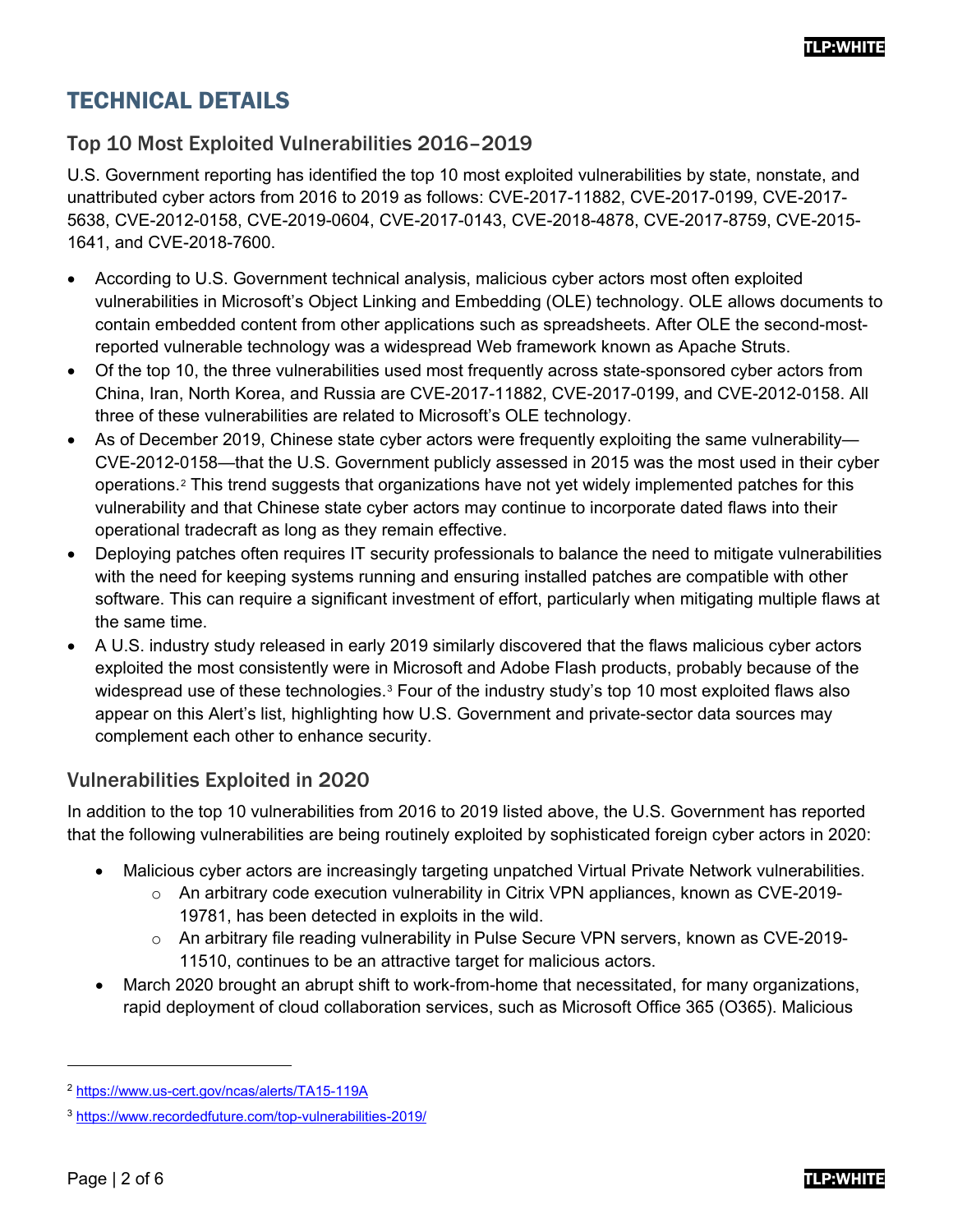# TECHNICAL DETAILS

## Top 10 Most Exploited Vulnerabilities 2016–2019

U.S. Government reporting has identified the top 10 most exploited vulnerabilities by state, nonstate, and unattributed cyber actors from 2016 to 2019 as follows: CVE-2017-11882, CVE-2017-0199, CVE-2017-5638, CVE-2012-0158, CVE-2019-0604, CVE-2017-0143, CVE-2018-4878, CVE-2017-8759, CVE-2015-1641, and CVE-2018-7600.

- According to U.S. Government technical analysis, malicious cyber actors most often exploited vulnerabilities in Microsoft's Object Linking and Embedding (OLE) technology. OLE allows documents to contain embedded content from other applications such as spreadsheets. After OLE the second-most-reported vulnerable technology was a widespread Web framework known as Apache Struts.
- Of the top 10, the three vulnerabilities used most frequently across state-sponsored cyber actors from China, Iran, North Korea, and Russia are CVE-2017-11882, CVE-2017-0199, and CVE-2012-0158. All three of these vulnerabilities are related to Microsoft's OLE technology.
- As of December 2019, Chinese state cyber actors were frequently exploiting the same vulnerability—CVE-2012-0158—that the U.S. Government publicly assessed in 2015 was the most used in their cyber operations.[2] This trend suggests that organizations have not yet widely implemented patches for this vulnerability and that Chinese state cyber actors may continue to incorporate dated flaws into their operational tradecraft as long as they remain effective.
- Deploying patches often requires IT security professionals to balance the need to mitigate vulnerabilities with the need for keeping systems running and ensuring installed patches are compatible with other software. This can require a significant investment of effort, particularly when mitigating multiple flaws at the same time.
- A U.S. industry study released in early 2019 similarly discovered that the flaws malicious cyber actors exploited the most consistently were in Microsoft and Adobe Flash products, probably because of the widespread use of these technologies.[3] Four of the industry study's top 10 most exploited flaws also appear on this Alert's list, highlighting how U.S. Government and private-sector data sources may complement each other to enhance security.

## Vulnerabilities Exploited in 2020

In addition to the top 10 vulnerabilities from 2016 to 2019 listed above, the U.S. Government has reported that the following vulnerabilities are being routinely exploited by sophisticated foreign cyber actors in 2020:

- Malicious cyber actors are increasingly targeting unpatched Virtual Private Network vulnerabilities.
  - An arbitrary code execution vulnerability in Citrix VPN appliances, known as CVE-2019-19781, has been detected in exploits in the wild.
  - An arbitrary file reading vulnerability in Pulse Secure VPN servers, known as CVE-2019-11510, continues to be an attractive target for malicious actors.
- March 2020 brought an abrupt shift to work-from-home that necessitated, for many organizations, rapid deployment of cloud collaboration services, such as Microsoft Office 365 (O365). Malicious

[2] https://www.us-cert.gov/ncas/alerts/TA15-119A

[3] https://www.recordedfuture.com/top-vulnerabilities-2019/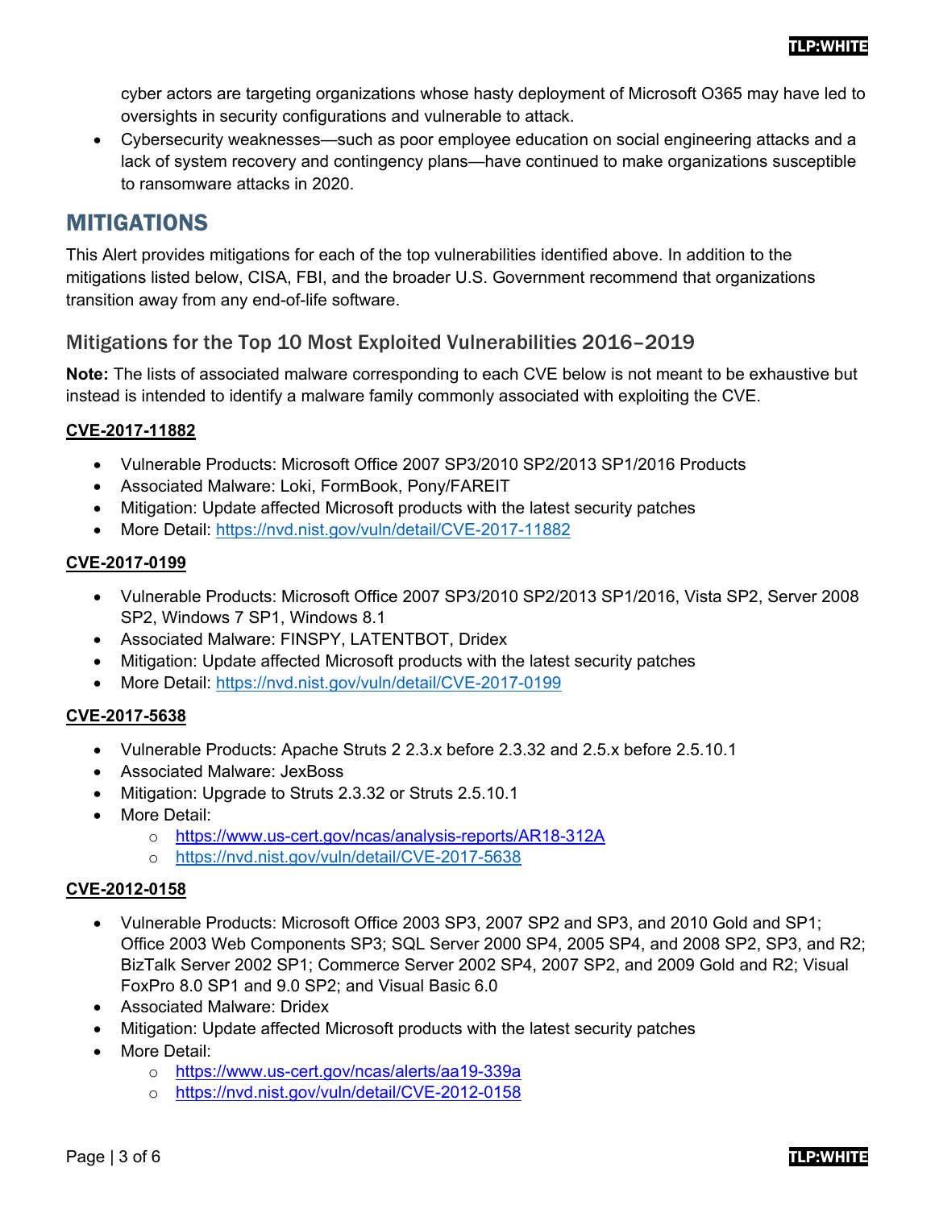cyber actors are targeting organizations whose hasty deployment of Microsoft O365 may have led to oversights in security configurations and vulnerable to attack.

- Cybersecurity weaknesses—such as poor employee education on social engineering attacks and a lack of system recovery and contingency plans—have continued to make organizations susceptible to ransomware attacks in 2020.

## MITIGATIONS

This Alert provides mitigations for each of the top vulnerabilities identified above. In addition to the mitigations listed below, CISA, FBI, and the broader U.S. Government recommend that organizations transition away from any end-of-life software.

### Mitigations for the Top 10 Most Exploited Vulnerabilities 2016–2019

**Note:** The lists of associated malware corresponding to each CVE below is not meant to be exhaustive but instead is intended to identify a malware family commonly associated with exploiting the CVE.

**CVE-2017-11882**

- Vulnerable Products: Microsoft Office 2007 SP3/2010 SP2/2013 SP1/2016 Products
- Associated Malware: Loki, FormBook, Pony/FAREIT
- Mitigation: Update affected Microsoft products with the latest security patches
- More Detail: https://nvd.nist.gov/vuln/detail/CVE-2017-11882

**CVE-2017-0199**

- Vulnerable Products: Microsoft Office 2007 SP3/2010 SP2/2013 SP1/2016, Vista SP2, Server 2008 SP2, Windows 7 SP1, Windows 8.1
- Associated Malware: FINSPY, LATENTBOT, Dridex
- Mitigation: Update affected Microsoft products with the latest security patches
- More Detail: https://nvd.nist.gov/vuln/detail/CVE-2017-0199

**CVE-2017-5638**

- Vulnerable Products: Apache Struts 2 2.3.x before 2.3.32 and 2.5.x before 2.5.10.1
- Associated Malware: JexBoss
- Mitigation: Upgrade to Struts 2.3.32 or Struts 2.5.10.1
- More Detail:
  - https://www.us-cert.gov/ncas/analysis-reports/AR18-312A
  - https://nvd.nist.gov/vuln/detail/CVE-2017-5638

**CVE-2012-0158**

- Vulnerable Products: Microsoft Office 2003 SP3, 2007 SP2 and SP3, and 2010 Gold and SP1; Office 2003 Web Components SP3; SQL Server 2000 SP4, 2005 SP4, and 2008 SP2, SP3, and R2; BizTalk Server 2002 SP1; Commerce Server 2002 SP4, 2007 SP2, and 2009 Gold and R2; Visual FoxPro 8.0 SP1 and 9.0 SP2; and Visual Basic 6.0
- Associated Malware: Dridex
- Mitigation: Update affected Microsoft products with the latest security patches
- More Detail:
  - https://www.us-cert.gov/ncas/alerts/aa19-339a
  - https://nvd.nist.gov/vuln/detail/CVE-2012-0158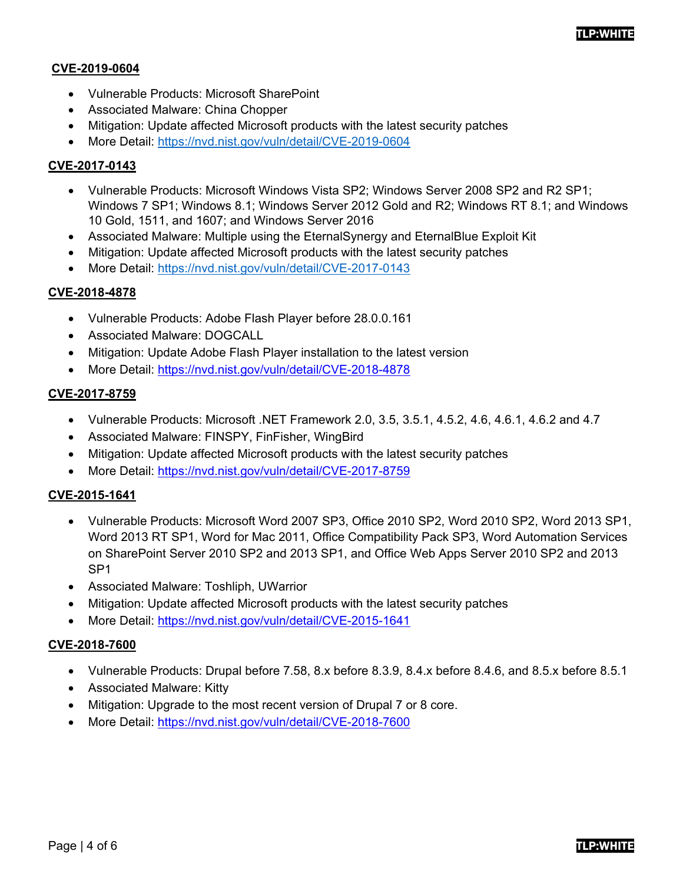**CVE-2019-0604**

- Vulnerable Products: Microsoft SharePoint
- Associated Malware: China Chopper
- Mitigation: Update affected Microsoft products with the latest security patches
- More Detail: https://nvd.nist.gov/vuln/detail/CVE-2019-0604

**CVE-2017-0143**

- Vulnerable Products: Microsoft Windows Vista SP2; Windows Server 2008 SP2 and R2 SP1; Windows 7 SP1; Windows 8.1; Windows Server 2012 Gold and R2; Windows RT 8.1; and Windows 10 Gold, 1511, and 1607; and Windows Server 2016
- Associated Malware: Multiple using the EternalSynergy and EternalBlue Exploit Kit
- Mitigation: Update affected Microsoft products with the latest security patches
- More Detail: https://nvd.nist.gov/vuln/detail/CVE-2017-0143

**CVE-2018-4878**

- Vulnerable Products: Adobe Flash Player before 28.0.0.161
- Associated Malware: DOGCALL
- Mitigation: Update Adobe Flash Player installation to the latest version
- More Detail: https://nvd.nist.gov/vuln/detail/CVE-2018-4878

**CVE-2017-8759**

- Vulnerable Products: Microsoft .NET Framework 2.0, 3.5, 3.5.1, 4.5.2, 4.6, 4.6.1, 4.6.2 and 4.7
- Associated Malware: FINSPY, FinFisher, WingBird
- Mitigation: Update affected Microsoft products with the latest security patches
- More Detail: https://nvd.nist.gov/vuln/detail/CVE-2017-8759

**CVE-2015-1641**

- Vulnerable Products: Microsoft Word 2007 SP3, Office 2010 SP2, Word 2010 SP2, Word 2013 SP1, Word 2013 RT SP1, Word for Mac 2011, Office Compatibility Pack SP3, Word Automation Services on SharePoint Server 2010 SP2 and 2013 SP1, and Office Web Apps Server 2010 SP2 and 2013 SP1
- Associated Malware: Toshliph, UWarrior
- Mitigation: Update affected Microsoft products with the latest security patches
- More Detail: https://nvd.nist.gov/vuln/detail/CVE-2015-1641

**CVE-2018-7600**

- Vulnerable Products: Drupal before 7.58, 8.x before 8.3.9, 8.4.x before 8.4.6, and 8.5.x before 8.5.1
- Associated Malware: Kitty
- Mitigation: Upgrade to the most recent version of Drupal 7 or 8 core.
- More Detail: https://nvd.nist.gov/vuln/detail/CVE-2018-7600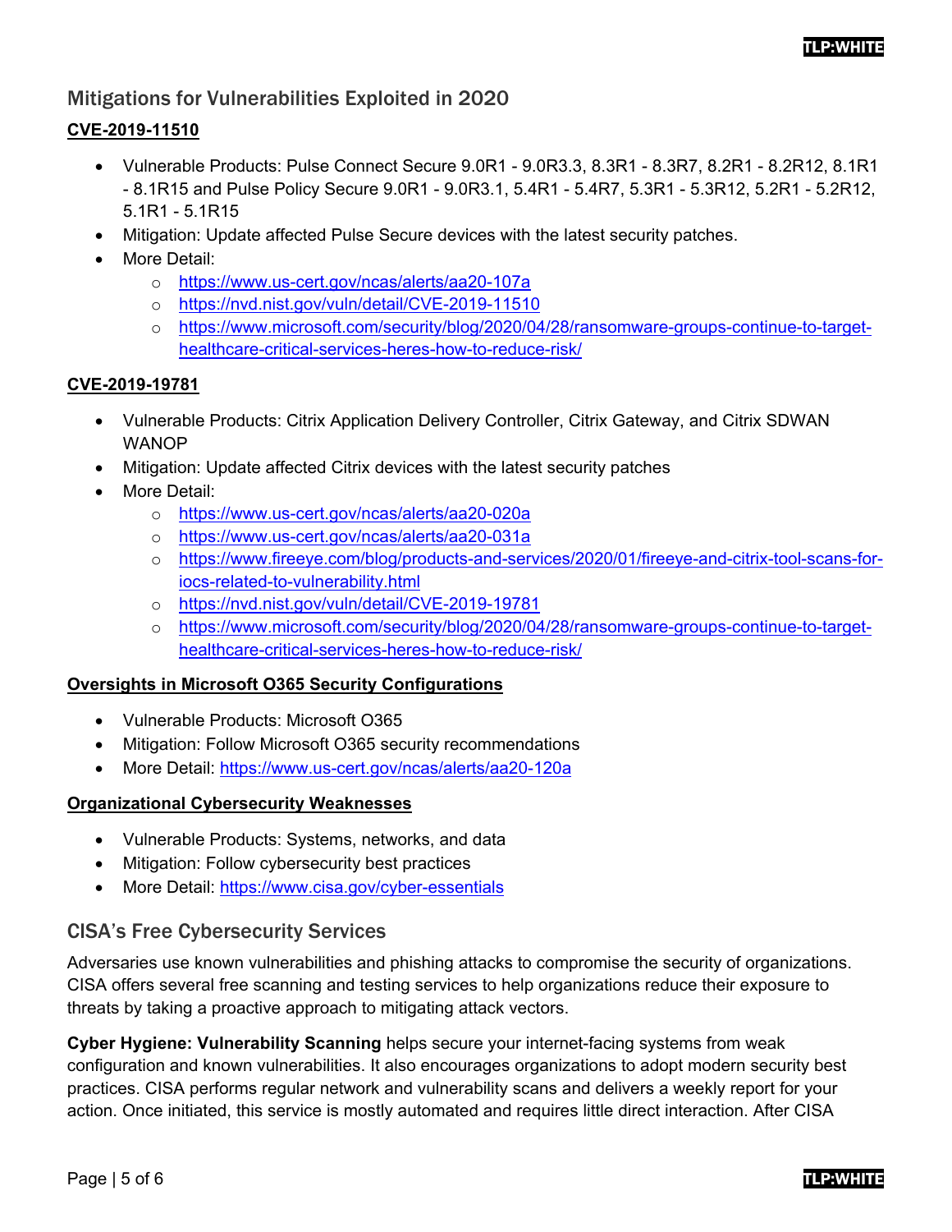## Mitigations for Vulnerabilities Exploited in 2020

**CVE-2019-11510**

- Vulnerable Products: Pulse Connect Secure 9.0R1 - 9.0R3.3, 8.3R1 - 8.3R7, 8.2R1 - 8.2R12, 8.1R1 - 8.1R15 and Pulse Policy Secure 9.0R1 - 9.0R3.1, 5.4R1 - 5.4R7, 5.3R1 - 5.3R12, 5.2R1 - 5.2R12, 5.1R1 - 5.1R15
- Mitigation: Update affected Pulse Secure devices with the latest security patches.
- More Detail:
  - https://www.us-cert.gov/ncas/alerts/aa20-107a
  - https://nvd.nist.gov/vuln/detail/CVE-2019-11510
  - https://www.microsoft.com/security/blog/2020/04/28/ransomware-groups-continue-to-target-healthcare-critical-services-heres-how-to-reduce-risk/

**CVE-2019-19781**

- Vulnerable Products: Citrix Application Delivery Controller, Citrix Gateway, and Citrix SDWAN WANOP
- Mitigation: Update affected Citrix devices with the latest security patches
- More Detail:
  - https://www.us-cert.gov/ncas/alerts/aa20-020a
  - https://www.us-cert.gov/ncas/alerts/aa20-031a
  - https://www.fireeye.com/blog/products-and-services/2020/01/fireeye-and-citrix-tool-scans-for-iocs-related-to-vulnerability.html
  - https://nvd.nist.gov/vuln/detail/CVE-2019-19781
  - https://www.microsoft.com/security/blog/2020/04/28/ransomware-groups-continue-to-target-healthcare-critical-services-heres-how-to-reduce-risk/

**Oversights in Microsoft O365 Security Configurations**

- Vulnerable Products: Microsoft O365
- Mitigation: Follow Microsoft O365 security recommendations
- More Detail: https://www.us-cert.gov/ncas/alerts/aa20-120a

**Organizational Cybersecurity Weaknesses**

- Vulnerable Products: Systems, networks, and data
- Mitigation: Follow cybersecurity best practices
- More Detail: https://www.cisa.gov/cyber-essentials

## CISA's Free Cybersecurity Services

Adversaries use known vulnerabilities and phishing attacks to compromise the security of organizations. CISA offers several free scanning and testing services to help organizations reduce their exposure to threats by taking a proactive approach to mitigating attack vectors.

**Cyber Hygiene: Vulnerability Scanning** helps secure your internet-facing systems from weak configuration and known vulnerabilities. It also encourages organizations to adopt modern security best practices. CISA performs regular network and vulnerability scans and delivers a weekly report for your action. Once initiated, this service is mostly automated and requires little direct interaction. After CISA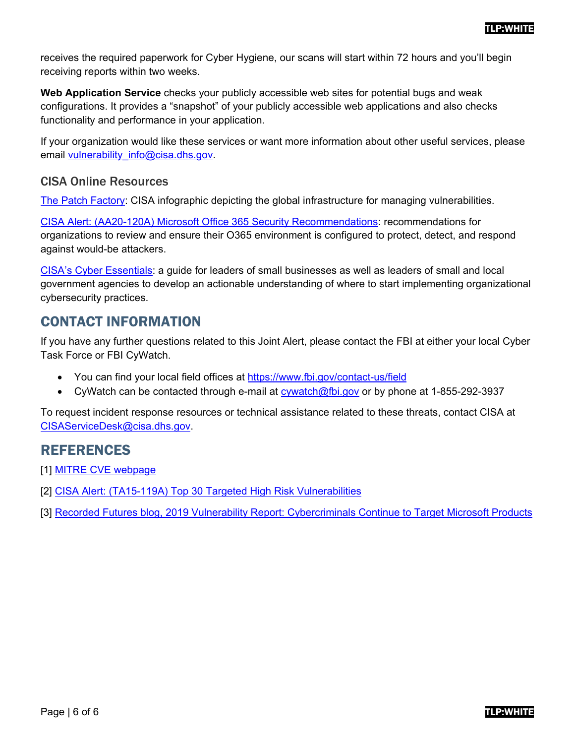receives the required paperwork for Cyber Hygiene, our scans will start within 72 hours and you'll begin receiving reports within two weeks.

**Web Application Service** checks your publicly accessible web sites for potential bugs and weak configurations. It provides a "snapshot" of your publicly accessible web applications and also checks functionality and performance in your application.

If your organization would like these services or want more information about other useful services, please email vulnerability_info@cisa.dhs.gov.

### CISA Online Resources

The Patch Factory: CISA infographic depicting the global infrastructure for managing vulnerabilities.

CISA Alert: (AA20-120A) Microsoft Office 365 Security Recommendations: recommendations for organizations to review and ensure their O365 environment is configured to protect, detect, and respond against would-be attackers.

CISA's Cyber Essentials: a guide for leaders of small businesses as well as leaders of small and local government agencies to develop an actionable understanding of where to start implementing organizational cybersecurity practices.

## CONTACT INFORMATION

If you have any further questions related to this Joint Alert, please contact the FBI at either your local Cyber Task Force or FBI CyWatch.

- You can find your local field offices at https://www.fbi.gov/contact-us/field
- CyWatch can be contacted through e-mail at cywatch@fbi.gov or by phone at 1-855-292-3937

To request incident response resources or technical assistance related to these threats, contact CISA at CISAServiceDesk@cisa.dhs.gov.

## REFERENCES

[1] MITRE CVE webpage

[2] CISA Alert: (TA15-119A) Top 30 Targeted High Risk Vulnerabilities

[3] Recorded Futures blog, 2019 Vulnerability Report: Cybercriminals Continue to Target Microsoft Products